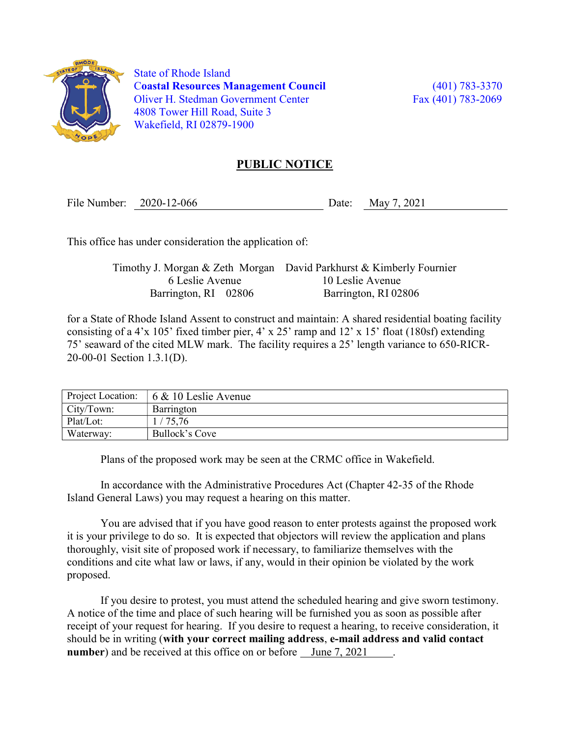State of Rhode Island
**Coastal Resources Management Council**
Oliver H. Stedman Government Center
4808 Tower Hill Road, Suite 3
Wakefield, RI 02879-1900

(401) 783-3370
Fax (401) 783-2069

# PUBLIC NOTICE

File Number: 2020-12-066 Date: May 7, 2021

This office has under consideration the application of:

Timothy J. Morgan & Zeth Morgan
6 Leslie Avenue
Barrington, RI 02806

David Parkhurst & Kimberly Fournier
10 Leslie Avenue
Barrington, RI 02806

for a State of Rhode Island Assent to construct and maintain: A shared residential boating facility consisting of a 4'x 105' fixed timber pier, 4' x 25' ramp and 12' x 15' float (180sf) extending 75' seaward of the cited MLW mark. The facility requires a 25' length variance to 650-RICR-20-00-01 Section 1.3.1(D).

| | |
|---|---|
| Project Location: | 6 & 10 Leslie Avenue |
| City/Town: | Barrington |
| Plat/Lot: | 1 / 75,76 |
| Waterway: | Bullock's Cove |

Plans of the proposed work may be seen at the CRMC office in Wakefield.

In accordance with the Administrative Procedures Act (Chapter 42-35 of the Rhode Island General Laws) you may request a hearing on this matter.

You are advised that if you have good reason to enter protests against the proposed work it is your privilege to do so. It is expected that objectors will review the application and plans thoroughly, visit site of proposed work if necessary, to familiarize themselves with the conditions and cite what law or laws, if any, would in their opinion be violated by the work proposed.

If you desire to protest, you must attend the scheduled hearing and give sworn testimony. A notice of the time and place of such hearing will be furnished you as soon as possible after receipt of your request for hearing. If you desire to request a hearing, to receive consideration, it should be in writing (**with your correct mailing address**, **e-mail address and valid contact number**) and be received at this office on or before June 7, 2021.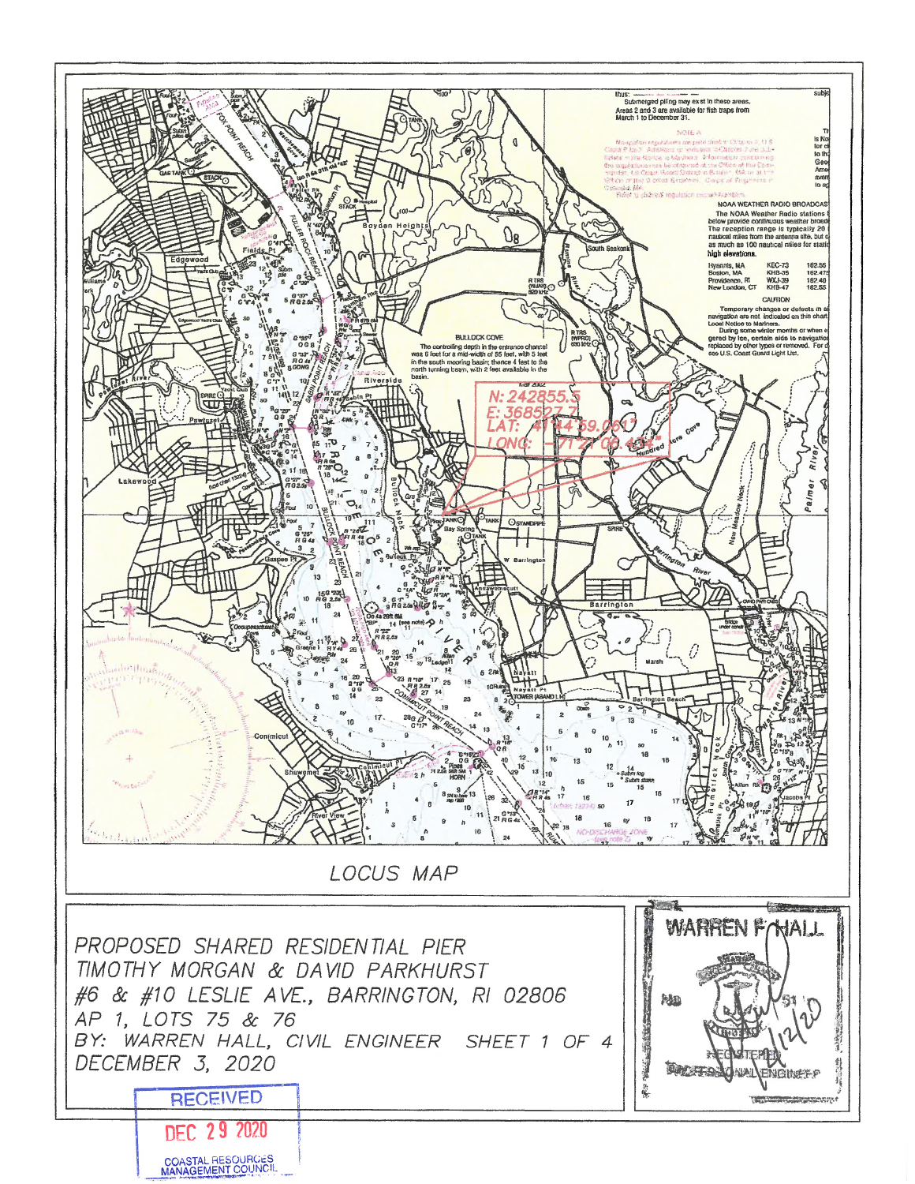N: 242855.5
E: 368527.7
LAT: 41°44'59.061"
LONG: -71°21'08.431"

LOCUS MAP

PROPOSED SHARED RESIDENTIAL PIER
TIMOTHY MORGAN & DAVID PARKHURST
#6 & #10 LESLIE AVE., BARRINGTON, RI 02806
AP 1, LOTS 75 & 76
BY: WARREN HALL, CIVIL ENGINEER SHEET 1 OF 4
DECEMBER 3, 2020

WARREN F. HALL
No. 5161
REGISTERED PROFESSIONAL ENGINEER

RECEIVED
DEC 29 2020
COASTAL RESOURCES MANAGEMENT COUNCIL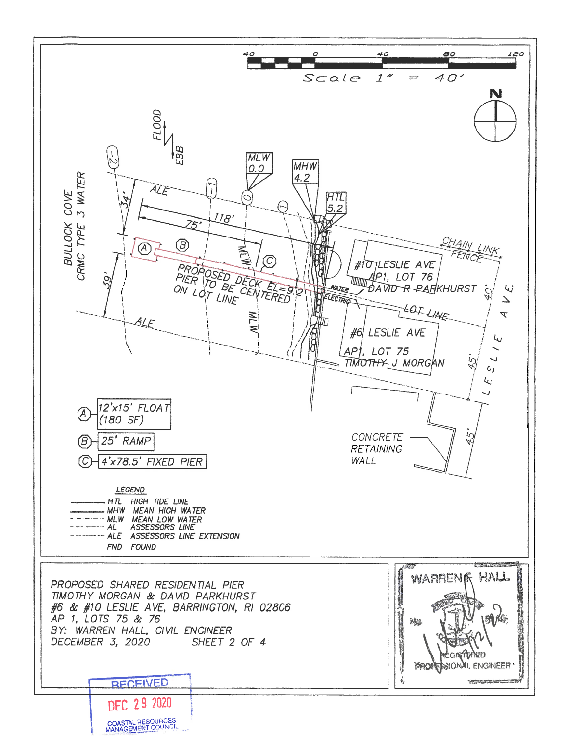40 0 40 80 120

Scale 1" = 40'

N

FLOOD

EBB

BULLOCK COVE
CRMC TYPE 3 WATER

-2

-1

0

1

MLW
0.0

MHW
4.2

HTL
5.2

ALE

34'

118'

75'

39'

A

B

C

MLW

PROPOSED DECK EL=9.2
PIER TO BE CENTERED
ON LOT LINE

ALE

WATER

ELECTRIC

CHAIN LINK
FENCE

#10 LESLIE AVE
AP1, LOT 76
DAVID R PARKHURST

LOT LINE

40'

#6 LESLIE AVE
AP1, LOT 75
TIMOTHY J MORGAN

45'

45'

LESLIE AVE

CONCRETE
RETAINING
WALL

| | |
|---|---|
| A | 12'x15' FLOAT (180 SF) |
| B | 25' RAMP |
| C | 4'x78.5' FIXED PIER |

LEGEND

| | | |
|---|---|---|
| HTL | HIGH TIDE LINE |
| MHW | MEAN HIGH WATER |
| MLW | MEAN LOW WATER |
| AL | ASSESSORS LINE |
| ALE | ASSESSORS LINE EXTENSION |
| FND | FOUND |

PROPOSED SHARED RESIDENTIAL PIER
TIMOTHY MORGAN & DAVID PARKHURST
#6 & #10 LESLIE AVE, BARRINGTON, RI 02806
AP 1, LOTS 75 & 76
BY: WARREN HALL, CIVIL ENGINEER
DECEMBER 3, 2020 SHEET 2 OF 4

WARREN K. HALL
REGISTERED PROFESSIONAL ENGINEER

RECEIVED
DEC 29 2020
COASTAL RESOURCES MANAGEMENT COUNCIL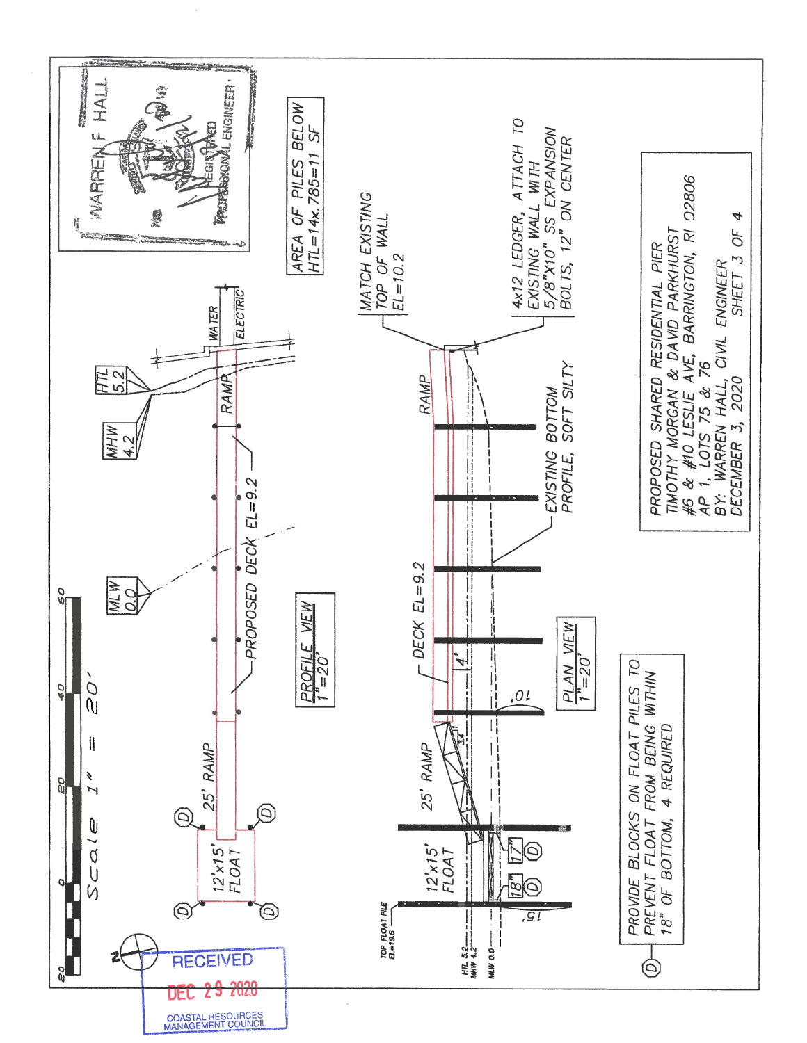WARREN F HALL
REGISTERED PROFESSIONAL ENGINEER

AREA OF PILES BELOW HTL=14x.785=11 SF

MATCH EXISTING TOP OF WALL EL=10.2

4x12 LEDGER, ATTACH TO EXISTING WALL WITH 5/8"X10" SS EXPANSION BOLTS, 12" ON CENTER

EXISTING BOTTOM PROFILE, SOFT SILTY

PROPOSED SHARED RESIDENTIAL PIER
TIMOTHY MORGAN & DAVID PARKHURST
#6 & #10 LESLIE AVE, BARRINGTON, RI 02806
AP 1, LOTS 75 & 76
BY: WARREN HALL, CIVIL ENGINEER
DECEMBER 3, 2020

Scale 1" = 20'

HTL 5.2

MHW 4.2

MLW 0.0

WATER

ELECTRIC

RAMP

PROPOSED DECK EL=9.2

PROFILE VIEW 1"=20'

25' RAMP

12'x15' FLOAT

DECK EL=9.2

4'

10'

PLAN VIEW 1"=20'

25' RAMP

12'x15' FLOAT

17"

18"

15'

TOP FLOAT PILE EL=19.6

HTL 5.2
MHW 4.2
MLW 0.0

(D) PROVIDE BLOCKS ON FLOAT PILES TO PREVENT FLOAT FROM BEING WITHIN 18" OF BOTTOM, 4 REQUIRED

RECEIVED
DEC 29 2020
COASTAL RESOURCES MANAGEMENT COUNCIL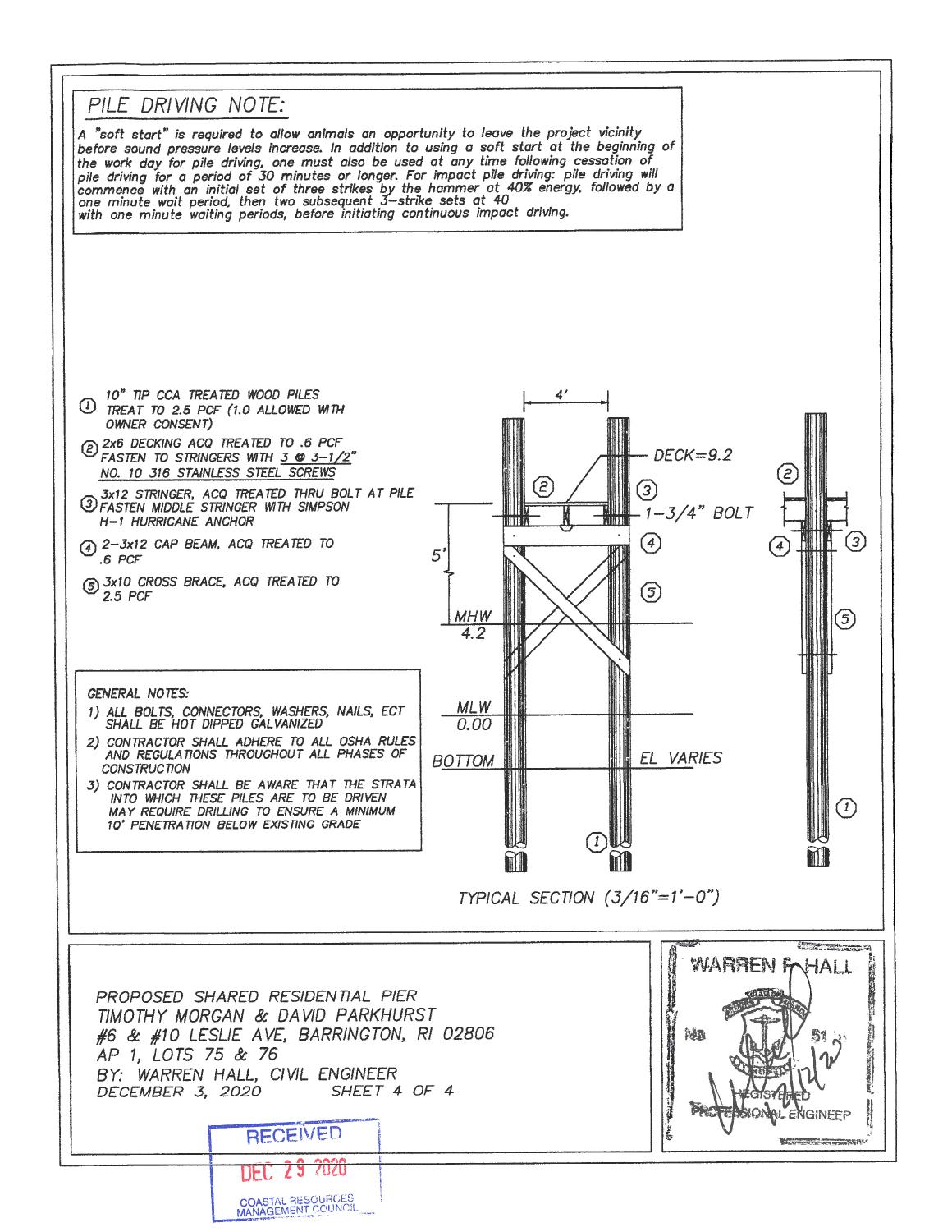## PILE DRIVING NOTE:

A "soft start" is required to allow animals an opportunity to leave the project vicinity before sound pressure levels increase. In addition to using a soft start at the beginning of the work day for pile driving, one must also be used at any time following cessation of pile driving for a period of 30 minutes or longer. For impact pile driving: pile driving will commence with an initial set of three strikes by the hammer at 40% energy, followed by a one minute wait period, then two subsequent 3-strike sets at 40 with one minute waiting periods, before initiating continuous impact driving.

1. 10" TIP CCA TREATED WOOD PILES TREAT TO 2.5 PCF (1.0 ALLOWED WITH OWNER CONSENT)
2. 2x6 DECKING ACQ TREATED TO .6 PCF FASTEN TO STRINGERS WITH 3 @ 3-1/2" NO. 10 316 STAINLESS STEEL SCREWS
3. 3x12 STRINGER, ACQ TREATED THRU BOLT AT PILE FASTEN MIDDLE STRINGER WITH SIMPSON H-1 HURRICANE ANCHOR
4. 2-3x12 CAP BEAM, ACQ TREATED TO .6 PCF
5. 3x10 CROSS BRACE, ACQ TREATED TO 2.5 PCF

GENERAL NOTES:

1) ALL BOLTS, CONNECTORS, WASHERS, NAILS, ECT SHALL BE HOT DIPPED GALVANIZED
2) CONTRACTOR SHALL ADHERE TO ALL OSHA RULES AND REGULATIONS THROUGHOUT ALL PHASES OF CONSTRUCTION
3) CONTRACTOR SHALL BE AWARE THAT THE STRATA INTO WHICH THESE PILES ARE TO BE DRIVEN MAY REQUIRE DRILLING TO ENSURE A MINIMUM 10' PENETRATION BELOW EXISTING GRADE

4'

DECK=9.2

1-3/4" BOLT

5'

MHW 4.2

MLW 0.00

BOTTOM

EL VARIES

TYPICAL SECTION (3/16"=1'-0")

PROPOSED SHARED RESIDENTIAL PIER
TIMOTHY MORGAN & DAVID PARKHURST
#6 & #10 LESLIE AVE, BARRINGTON, RI 02806
AP 1, LOTS 75 & 76
BY: WARREN HALL, CIVIL ENGINEER
DECEMBER 3, 2020 SHEET 4 OF 4

WARREN F. HALL
No. 51
REGISTERED PROFESSIONAL ENGINEER

RECEIVED
DEC 29 2020
COASTAL RESOURCES MANAGEMENT COUNCIL